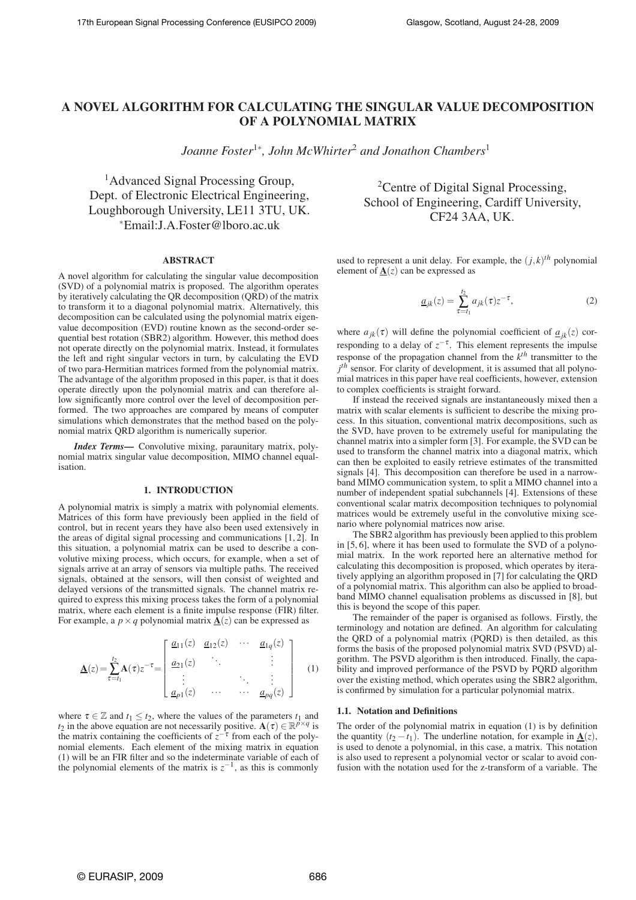# A NOVEL ALGORITHM FOR CALCULATING THE SINGULAR VALUE DECOMPOSITION OF A POLYNOMIAL MATRIX

*Joanne Foster*[1*], *John McWhirter*[2] *and Jonathon Chambers*[1]

[1]Advanced Signal Processing Group,
Dept. of Electronic Electrical Engineering,
Loughborough University, LE11 3TU, UK.
*Email:J.A.Foster@lboro.ac.uk

[2]Centre of Digital Signal Processing,
School of Engineering, Cardiff University,
CF24 3AA, UK.

## ABSTRACT

A novel algorithm for calculating the singular value decomposition (SVD) of a polynomial matrix is proposed. The algorithm operates by iteratively calculating the QR decomposition (QRD) of the matrix to transform it to a diagonal polynomial matrix. Alternatively, this decomposition can be calculated using the polynomial matrix eigenvalue decomposition (EVD) routine known as the second-order sequential best rotation (SBR2) algorithm. However, this method does not operate directly on the polynomial matrix. Instead, it formulates the left and right singular vectors in turn, by calculating the EVD of two para-Hermitian matrices formed from the polynomial matrix. The advantage of the algorithm proposed in this paper, is that it does operate directly upon the polynomial matrix and can therefore allow significantly more control over the level of decomposition performed. The two approaches are compared by means of computer simulations which demonstrates that the method based on the polynomial matrix QRD algorithm is numerically superior.

***Index Terms*—** Convolutive mixing, paraunitary matrix, polynomial matrix singular value decomposition, MIMO channel equalisation.

## 1. INTRODUCTION

A polynomial matrix is simply a matrix with polynomial elements. Matrices of this form have previously been applied in the field of control, but in recent years they have also been used extensively in the areas of digital signal processing and communications [1, 2]. In this situation, a polynomial matrix can be used to describe a convolutive mixing process, which occurs, for example, when a set of signals arrive at an array of sensors via multiple paths. The received signals, obtained at the sensors, will then consist of weighted and delayed versions of the transmitted signals. The channel matrix required to express this mixing process takes the form of a polynomial matrix, where each element is a finite impulse response (FIR) filter. For example, a $p \times q$ polynomial matrix $\underline{\mathbf{A}}(z)$ can be expressed as

$$\underline{\mathbf{A}}(z) = \sum_{\tau=t_1}^{t_2} \mathbf{A}(\tau) z^{-\tau} = \begin{bmatrix} \underline{a}_{11}(z) & \underline{a}_{12}(z) & \cdots & \underline{a}_{1q}(z) \\ \underline{a}_{21}(z) & \ddots & & \vdots \\ \vdots & & \ddots & \vdots \\ \underline{a}_{p1}(z) & \cdots & \cdots & \underline{a}_{pq}(z) \end{bmatrix} \quad (1)$$

where $\tau \in \mathbb{Z}$ and $t_1 \leq t_2$, where the values of the parameters $t_1$ and $t_2$ in the above equation are not necessarily positive. $\mathbf{A}(\tau) \in \mathbb{R}^{p \times q}$ is the matrix containing the coefficients of $z^{-\tau}$ from each of the polynomial elements. Each element of the mixing matrix in equation (1) will be an FIR filter and so the indeterminate variable of each of the polynomial elements of the matrix is $z^{-1}$, as this is commonly used to represent a unit delay. For example, the $(j,k)^{th}$ polynomial element of $\underline{\mathbf{A}}(z)$ can be expressed as

$$\underline{a}_{jk}(z) = \sum_{\tau=t_1}^{t_2} a_{jk}(\tau) z^{-\tau}, \quad (2)$$

where $a_{jk}(\tau)$ will define the polynomial coefficient of $\underline{a}_{jk}(z)$ corresponding to a delay of $z^{-\tau}$. This element represents the impulse response of the propagation channel from the $k^{th}$ transmitter to the $j^{th}$ sensor. For clarity of development, it is assumed that all polynomial matrices in this paper have real coefficients, however, extension to complex coefficients is straight forward.

If instead the received signals are instantaneously mixed then a matrix with scalar elements is sufficient to describe the mixing process. In this situation, conventional matrix decompositions, such as the SVD, have proven to be extremely useful for manipulating the channel matrix into a simpler form [3]. For example, the SVD can be used to transform the channel matrix into a diagonal matrix, which can then be exploited to easily retrieve estimates of the transmitted signals [4]. This decomposition can therefore be used in a narrowband MIMO communication system, to split a MIMO channel into a number of independent spatial subchannels [4]. Extensions of these conventional scalar matrix decomposition techniques to polynomial matrices would be extremely useful in the convolutive mixing scenario where polynomial matrices now arise.

The SBR2 algorithm has previously been applied to this problem in [5, 6], where it has been used to formulate the SVD of a polynomial matrix. In the work reported here an alternative method for calculating this decomposition is proposed, which operates by iteratively applying an algorithm proposed in [7] for calculating the QRD of a polynomial matrix. This algorithm can also be applied to broadband MIMO channel equalisation problems as discussed in [8], but this is beyond the scope of this paper.

The remainder of the paper is organised as follows. Firstly, the terminology and notation are defined. An algorithm for calculating the QRD of a polynomial matrix (PQRD) is then detailed, as this forms the basis of the proposed polynomial matrix SVD (PSVD) algorithm. The PSVD algorithm is then introduced. Finally, the capability and improved performance of the PSVD by PQRD algorithm over the existing method, which operates using the SBR2 algorithm, is confirmed by simulation for a particular polynomial matrix.

### 1.1. Notation and Definitions

The order of the polynomial matrix in equation (1) is by definition the quantity $(t_2 - t_1)$. The underline notation, for example in $\underline{\mathbf{A}}(z)$, is used to denote a polynomial, in this case, a matrix. This notation is also used to represent a polynomial vector or scalar to avoid confusion with the notation used for the z-transform of a variable. The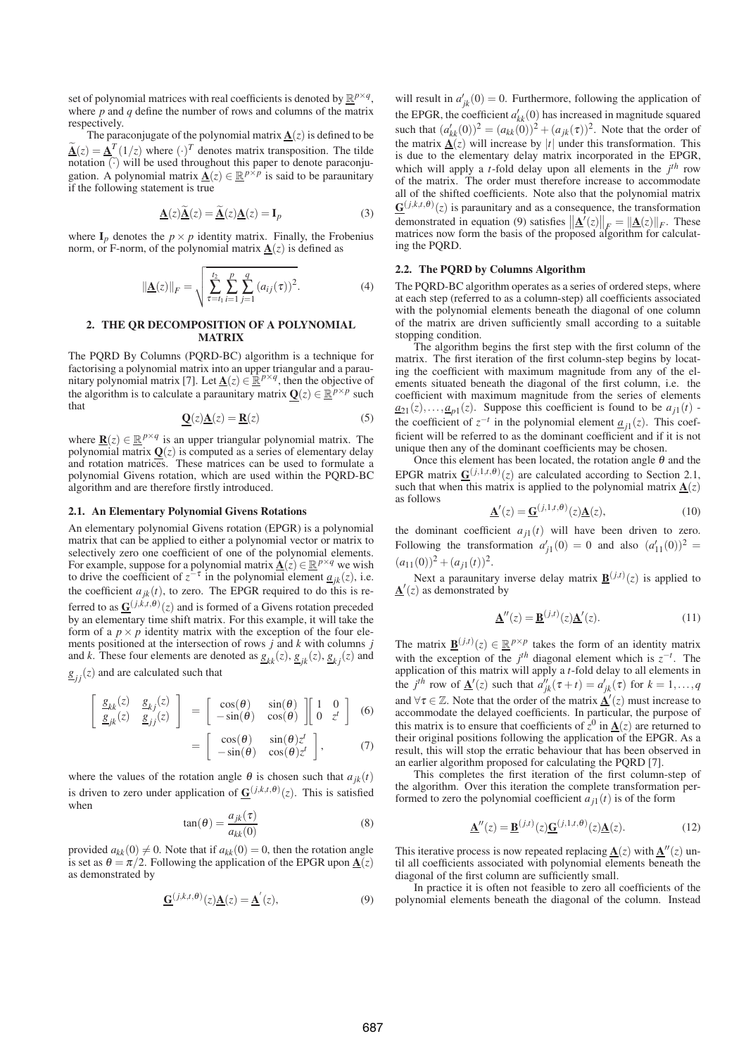set of polynomial matrices with real coefficients is denoted by $\underline{\mathbb{R}}^{p\times q}$, where $p$ and $q$ define the number of rows and columns of the matrix respectively.

The paraconjugate of the polynomial matrix $\underline{\mathbf{A}}(z)$ is defined to be $\widetilde{\underline{\mathbf{A}}}(z) = \underline{\mathbf{A}}^T(1/z)$ where $(\cdot)^T$ denotes matrix transposition. The tilde notation $\widetilde{(\cdot)}$ will be used throughout this paper to denote paraconjugation. A polynomial matrix $\underline{\mathbf{A}}(z) \in \underline{\mathbb{R}}^{p\times p}$ is said to be paraunitary if the following statement is true

$$\underline{\mathbf{A}}(z)\widetilde{\underline{\mathbf{A}}}(z) = \widetilde{\underline{\mathbf{A}}}(z)\underline{\mathbf{A}}(z) = \mathbf{I}_p \tag{3}$$

where $\mathbf{I}_p$ denotes the $p \times p$ identity matrix. Finally, the Frobenius norm, or F-norm, of the polynomial matrix $\underline{\mathbf{A}}(z)$ is defined as

$$\|\underline{\mathbf{A}}(z)\|_F = \sqrt{\sum_{\tau=t_1}^{t_2}\sum_{i=1}^{p}\sum_{j=1}^{q}(a_{ij}(\tau))^2}. \tag{4}$$

## 2. THE QR DECOMPOSITION OF A POLYNOMIAL MATRIX

The PQRD By Columns (PQRD-BC) algorithm is a technique for factorising a polynomial matrix into an upper triangular and a paraunitary polynomial matrix [7]. Let $\underline{\mathbf{A}}(z) \in \underline{\mathbb{R}}^{p\times q}$, then the objective of the algorithm is to calculate a paraunitary matrix $\underline{\mathbf{Q}}(z) \in \underline{\mathbb{R}}^{p\times p}$ such that

$$\underline{\mathbf{Q}}(z)\underline{\mathbf{A}}(z) = \underline{\mathbf{R}}(z) \tag{5}$$

where $\underline{\mathbf{R}}(z) \in \underline{\mathbb{R}}^{p\times q}$ is an upper triangular polynomial matrix. The polynomial matrix $\underline{\mathbf{Q}}(z)$ is computed as a series of elementary delay and rotation matrices. These matrices can be used to formulate a polynomial Givens rotation, which are used within the PQRD-BC algorithm and are therefore firstly introduced.

### 2.1. An Elementary Polynomial Givens Rotations

An elementary polynomial Givens rotation (EPGR) is a polynomial matrix that can be applied to either a polynomial vector or matrix to selectively zero one coefficient of one of the polynomial elements. For example, suppose for a polynomial matrix $\underline{\mathbf{A}}(z) \in \underline{\mathbb{R}}^{p\times q}$ we wish to drive the coefficient of $z^{-\tau}$ in the polynomial element $\underline{a}_{jk}(z)$, i.e. the coefficient $a_{jk}(t)$, to zero. The EPGR required to do this is referred to as $\underline{\mathbf{G}}^{(j,k,t,\theta)}(z)$ and is formed of a Givens rotation preceded by an elementary time shift matrix. For this example, it will take the form of a $p \times p$ identity matrix with the exception of the four elements positioned at the intersection of rows $j$ and $k$ with columns $j$ and $k$. These four elements are denoted as $\underline{g}_{kk}(z)$, $\underline{g}_{jk}(z)$, $\underline{g}_{kj}(z)$ and $\underline{g}_{jj}(z)$ and are calculated such that

$$\begin{bmatrix} \underline{g}_{kk}(z) & \underline{g}_{kj}(z) \\ \underline{g}_{jk}(z) & \underline{g}_{jj}(z) \end{bmatrix} = \begin{bmatrix} \cos(\theta) & \sin(\theta) \\ -\sin(\theta) & \cos(\theta) \end{bmatrix}\begin{bmatrix} 1 & 0 \\ 0 & z^t \end{bmatrix} \tag{6}$$

$$= \begin{bmatrix} \cos(\theta) & \sin(\theta)z^t \\ -\sin(\theta) & \cos(\theta)z^t \end{bmatrix}, \tag{7}$$

where the values of the rotation angle $\theta$ is chosen such that $a_{jk}(t)$ is driven to zero under application of $\underline{\mathbf{G}}^{(j,k,t,\theta)}(z)$. This is satisfied when

$$\tan(\theta) = \frac{a_{jk}(\tau)}{a_{kk}(0)} \tag{8}$$

provided $a_{kk}(0) \neq 0$. Note that if $a_{kk}(0) = 0$, then the rotation angle is set as $\theta = \pi/2$. Following the application of the EPGR upon $\underline{\mathbf{A}}(z)$ as demonstrated by

$$\underline{\mathbf{G}}^{(j,k,t,\theta)}(z)\underline{\mathbf{A}}(z) = \underline{\mathbf{A}}^{'}(z), \tag{9}$$

will result in $a'_{jk}(0) = 0$. Furthermore, following the application of the EPGR, the coefficient $a'_{kk}(0)$ has increased in magnitude squared such that $(a'_{kk}(0))^2 = (a_{kk}(0))^2 + (a_{jk}(\tau))^2$. Note that the order of the matrix $\underline{\mathbf{A}}(z)$ will increase by $|t|$ under this transformation. This is due to the elementary delay matrix incorporated in the EPGR, which will apply a $t$-fold delay upon all elements in the $j^{th}$ row of the matrix. The order must therefore increase to accommodate all of the shifted coefficients. Note also that the polynomial matrix $\underline{\mathbf{G}}^{(j,k,t,\theta)}(z)$ is paraunitary and as a consequence, the transformation demonstrated in equation (9) satisfies $\left\|\underline{\mathbf{A}}'(z)\right\|_F = \|\underline{\mathbf{A}}(z)\|_F$. These matrices now form the basis of the proposed algorithm for calculating the PQRD.

### 2.2. The PQRD by Columns Algorithm

The PQRD-BC algorithm operates as a series of ordered steps, where at each step (referred to as a column-step) all coefficients associated with the polynomial elements beneath the diagonal of one column of the matrix are driven sufficiently small according to a suitable stopping condition.

The algorithm begins the first step with the first column of the matrix. The first iteration of the first column-step begins by locating the coefficient with maximum magnitude from any of the elements situated beneath the diagonal of the first column, i.e. the coefficient with maximum magnitude from the series of elements $\underline{a}_{21}(z),\ldots,\underline{a}_{p1}(z)$. Suppose this coefficient is found to be $a_{j1}(t)$ - the coefficient of $z^{-t}$ in the polynomial element $\underline{a}_{j1}(z)$. This coefficient will be referred to as the dominant coefficient and if it is not unique then any of the dominant coefficients may be chosen.

Once this element has been located, the rotation angle $\theta$ and the EPGR matrix $\underline{\mathbf{G}}^{(j,1,t,\theta)}(z)$ are calculated according to Section 2.1, such that when this matrix is applied to the polynomial matrix $\underline{\mathbf{A}}(z)$ as follows

$$\underline{\mathbf{A}}'(z) = \underline{\mathbf{G}}^{(j,1,t,\theta)}(z)\underline{\mathbf{A}}(z), \tag{10}$$

the dominant coefficient $a_{j1}(t)$ will have been driven to zero. Following the transformation $a'_{j1}(0) = 0$ and also $(a'_{11}(0))^2 = (a_{11}(0))^2 + (a_{j1}(t))^2$.

Next a paraunitary inverse delay matrix $\underline{\mathbf{B}}^{(j,t)}(z)$ is applied to $\underline{\mathbf{A}}'(z)$ as demonstrated by

$$\underline{\mathbf{A}}''(z) = \underline{\mathbf{B}}^{(j,t)}(z)\underline{\mathbf{A}}'(z). \tag{11}$$

The matrix $\underline{\mathbf{B}}^{(j,t)}(z) \in \underline{\mathbb{R}}^{p\times p}$ takes the form of an identity matrix with the exception of the $j^{th}$ diagonal element which is $z^{-t}$. The application of this matrix will apply a $t$-fold delay to all elements in the $j^{th}$ row of $\underline{\mathbf{A}}'(z)$ such that $a''_{jk}(\tau+t) = a'_{jk}(\tau)$ for $k = 1,\ldots,q$ and $\forall\tau \in \mathbb{Z}$. Note that the order of the matrix $\underline{\mathbf{A}}'(z)$ must increase to accommodate the delayed coefficients. In particular, the purpose of this matrix is to ensure that coefficients of $z^0$ in $\underline{\mathbf{A}}(z)$ are returned to their original positions following the application of the EPGR. As a result, this will stop the erratic behaviour that has been observed in an earlier algorithm proposed for calculating the PQRD [7].

This completes the first iteration of the first column-step of the algorithm. Over this iteration the complete transformation performed to zero the polynomial coefficient $a_{j1}(t)$ is of the form

$$\underline{\mathbf{A}}''(z) = \underline{\mathbf{B}}^{(j,t)}(z)\underline{\mathbf{G}}^{(j,1,t,\theta)}(z)\underline{\mathbf{A}}(z). \tag{12}$$

This iterative process is now repeated replacing $\underline{\mathbf{A}}(z)$ with $\underline{\mathbf{A}}''(z)$ until all coefficients associated with polynomial elements beneath the diagonal of the first column are sufficiently small.

In practice it is often not feasible to zero all coefficients of the polynomial elements beneath the diagonal of the column. Instead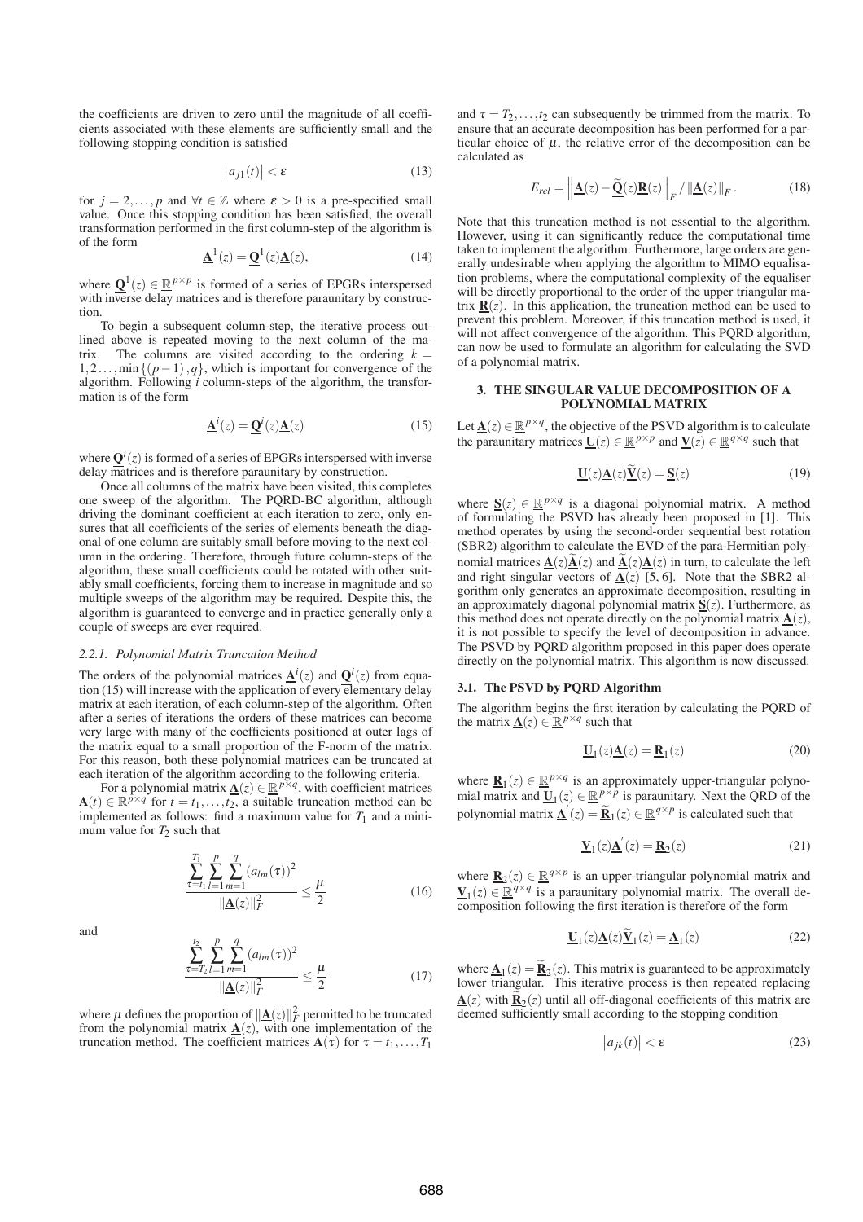the coefficients are driven to zero until the magnitude of all coefficients associated with these elements are sufficiently small and the following stopping condition is satisfied

$$\left|a_{j1}(t)\right| < \varepsilon \tag{13}$$

for $j = 2, \ldots, p$ and $\forall t \in \mathbb{Z}$ where $\varepsilon > 0$ is a pre-specified small value. Once this stopping condition has been satisfied, the overall transformation performed in the first column-step of the algorithm is of the form

$$\underline{\mathbf{A}}^1(z) = \underline{\mathbf{Q}}^1(z)\underline{\mathbf{A}}(z), \tag{14}$$

where $\underline{\mathbf{Q}}^1(z) \in \underline{\mathbb{R}}^{p\times p}$ is formed of a series of EPGRs interspersed with inverse delay matrices and is therefore paraunitary by construction.

To begin a subsequent column-step, the iterative process outlined above is repeated moving to the next column of the matrix. The columns are visited according to the ordering $k = 1, 2 \ldots, \min\{(p-1), q\}$, which is important for convergence of the algorithm. Following $i$ column-steps of the algorithm, the transformation is of the form

$$\underline{\mathbf{A}}^i(z) = \underline{\mathbf{Q}}^i(z)\underline{\mathbf{A}}(z) \tag{15}$$

where $\underline{\mathbf{Q}}^i(z)$ is formed of a series of EPGRs interspersed with inverse delay matrices and is therefore paraunitary by construction.

Once all columns of the matrix have been visited, this completes one sweep of the algorithm. The PQRD-BC algorithm, although driving the dominant coefficient at each iteration to zero, only ensures that all coefficients of the series of elements beneath the diagonal of one column are suitably small before moving to the next column in the ordering. Therefore, through future column-steps of the algorithm, these small coefficients could be rotated with other suitably small coefficients, forcing them to increase in magnitude and so multiple sweeps of the algorithm may be required. Despite this, the algorithm is guaranteed to converge and in practice generally only a couple of sweeps are ever required.

#### *2.2.1. Polynomial Matrix Truncation Method*

The orders of the polynomial matrices $\underline{\mathbf{A}}^i(z)$ and $\underline{\mathbf{Q}}^i(z)$ from equation (15) will increase with the application of every elementary delay matrix at each iteration, of each column-step of the algorithm. Often after a series of iterations the orders of these matrices can become very large with many of the coefficients positioned at outer lags of the matrix equal to a small proportion of the F-norm of the matrix. For this reason, both these polynomial matrices can be truncated at each iteration of the algorithm according to the following criteria.

For a polynomial matrix $\underline{\mathbf{A}}(z) \in \underline{\mathbb{R}}^{p\times q}$, with coefficient matrices $\mathbf{A}(t) \in \mathbb{R}^{p\times q}$ for $t = t_1, \ldots, t_2$, a suitable truncation method can be implemented as follows: find a maximum value for $T_1$ and a minimum value for $T_2$ such that

$$\frac{\sum_{\tau=t_1}^{T_1}\sum_{l=1}^{p}\sum_{m=1}^{q}\left(a_{lm}(\tau)\right)^2}{\|\underline{\mathbf{A}}(z)\|_F^2} \leq \frac{\mu}{2} \tag{16}$$

and

$$\frac{\sum_{\tau=T_2}^{t_2}\sum_{l=1}^{p}\sum_{m=1}^{q}\left(a_{lm}(\tau)\right)^2}{\|\underline{\mathbf{A}}(z)\|_F^2} \leq \frac{\mu}{2} \tag{17}$$

where $\mu$ defines the proportion of $\|\underline{\mathbf{A}}(z)\|_F^2$ permitted to be truncated from the polynomial matrix $\underline{\mathbf{A}}(z)$, with one implementation of the truncation method. The coefficient matrices $\mathbf{A}(\tau)$ for $\tau = t_1, \ldots, T_1$ and $\tau = T_2, \ldots, t_2$ can subsequently be trimmed from the matrix. To ensure that an accurate decomposition has been performed for a particular choice of $\mu$, the relative error of the decomposition can be calculated as

$$E_{rel} = \left\|\underline{\mathbf{A}}(z) - \underline{\widetilde{\mathbf{Q}}}(z)\underline{\mathbf{R}}(z)\right\|_F / \|\underline{\mathbf{A}}(z)\|_F. \tag{18}$$

Note that this truncation method is not essential to the algorithm. However, using it can significantly reduce the computational time taken to implement the algorithm. Furthermore, large orders are generally undesirable when applying the algorithm to MIMO equalisation problems, where the computational complexity of the equaliser will be directly proportional to the order of the upper triangular matrix $\underline{\mathbf{R}}(z)$. In this application, the truncation method can be used to prevent this problem. Moreover, if this truncation method is used, it will not affect convergence of the algorithm. This PQRD algorithm, can now be used to formulate an algorithm for calculating the SVD of a polynomial matrix.

## 3. THE SINGULAR VALUE DECOMPOSITION OF A POLYNOMIAL MATRIX

Let $\underline{\mathbf{A}}(z) \in \underline{\mathbb{R}}^{p\times q}$, the objective of the PSVD algorithm is to calculate the paraunitary matrices $\underline{\mathbf{U}}(z) \in \underline{\mathbb{R}}^{p\times p}$ and $\underline{\mathbf{V}}(z) \in \underline{\mathbb{R}}^{q\times q}$ such that

$$\underline{\mathbf{U}}(z)\underline{\mathbf{A}}(z)\underline{\widetilde{\mathbf{V}}}(z) = \underline{\mathbf{S}}(z) \tag{19}$$

where $\underline{\mathbf{S}}(z) \in \underline{\mathbb{R}}^{p\times q}$ is a diagonal polynomial matrix. A method of formulating the PSVD has already been proposed in [1]. This method operates by using the second-order sequential best rotation (SBR2) algorithm to calculate the EVD of the para-Hermitian polynomial matrices $\underline{\mathbf{A}}(z)\underline{\widetilde{\mathbf{A}}}(z)$ and $\underline{\widetilde{\mathbf{A}}}(z)\underline{\mathbf{A}}(z)$ in turn, to calculate the left and right singular vectors of $\underline{\mathbf{A}}(z)$ [5, 6]. Note that the SBR2 algorithm only generates an approximate decomposition, resulting in an approximately diagonal polynomial matrix $\underline{\mathbf{S}}(z)$. Furthermore, as this method does not operate directly on the polynomial matrix $\underline{\mathbf{A}}(z)$, it is not possible to specify the level of decomposition in advance. The PSVD by PQRD algorithm proposed in this paper does operate directly on the polynomial matrix. This algorithm is now discussed.

### 3.1. The PSVD by PQRD Algorithm

The algorithm begins the first iteration by calculating the PQRD of the matrix $\underline{\mathbf{A}}(z) \in \underline{\mathbb{R}}^{p\times q}$ such that

$$\underline{\mathbf{U}}_1(z)\underline{\mathbf{A}}(z) = \underline{\mathbf{R}}_1(z) \tag{20}$$

where $\underline{\mathbf{R}}_1(z) \in \underline{\mathbb{R}}^{p\times q}$ is an approximately upper-triangular polynomial matrix and $\underline{\mathbf{U}}_1(z) \in \underline{\mathbb{R}}^{p\times p}$ is paraunitary. Next the QRD of the polynomial matrix $\underline{\mathbf{A}}^{'}(z) = \underline{\widetilde{\mathbf{R}}}_1(z) \in \underline{\mathbb{R}}^{q\times p}$ is calculated such that

$$\underline{\mathbf{V}}_1(z)\underline{\mathbf{A}}^{'}(z) = \underline{\mathbf{R}}_2(z) \tag{21}$$

where $\underline{\mathbf{R}}_2(z) \in \underline{\mathbb{R}}^{q\times p}$ is an upper-triangular polynomial matrix and $\underline{\mathbf{V}}_1(z) \in \underline{\mathbb{R}}^{q\times q}$ is a paraunitary polynomial matrix. The overall decomposition following the first iteration is therefore of the form

$$\underline{\mathbf{U}}_1(z)\underline{\mathbf{A}}(z)\underline{\widetilde{\mathbf{V}}}_1(z) = \underline{\mathbf{A}}_1(z) \tag{22}$$

where $\underline{\mathbf{A}}_1(z) = \underline{\widetilde{\mathbf{R}}}_2(z)$. This matrix is guaranteed to be approximately lower triangular. This iterative process is then repeated replacing $\underline{\mathbf{A}}(z)$ with $\underline{\widetilde{\mathbf{R}}}_2(z)$ until all off-diagonal coefficients of this matrix are deemed sufficiently small according to the stopping condition

$$\left|a_{jk}(t)\right| < \varepsilon \tag{23}$$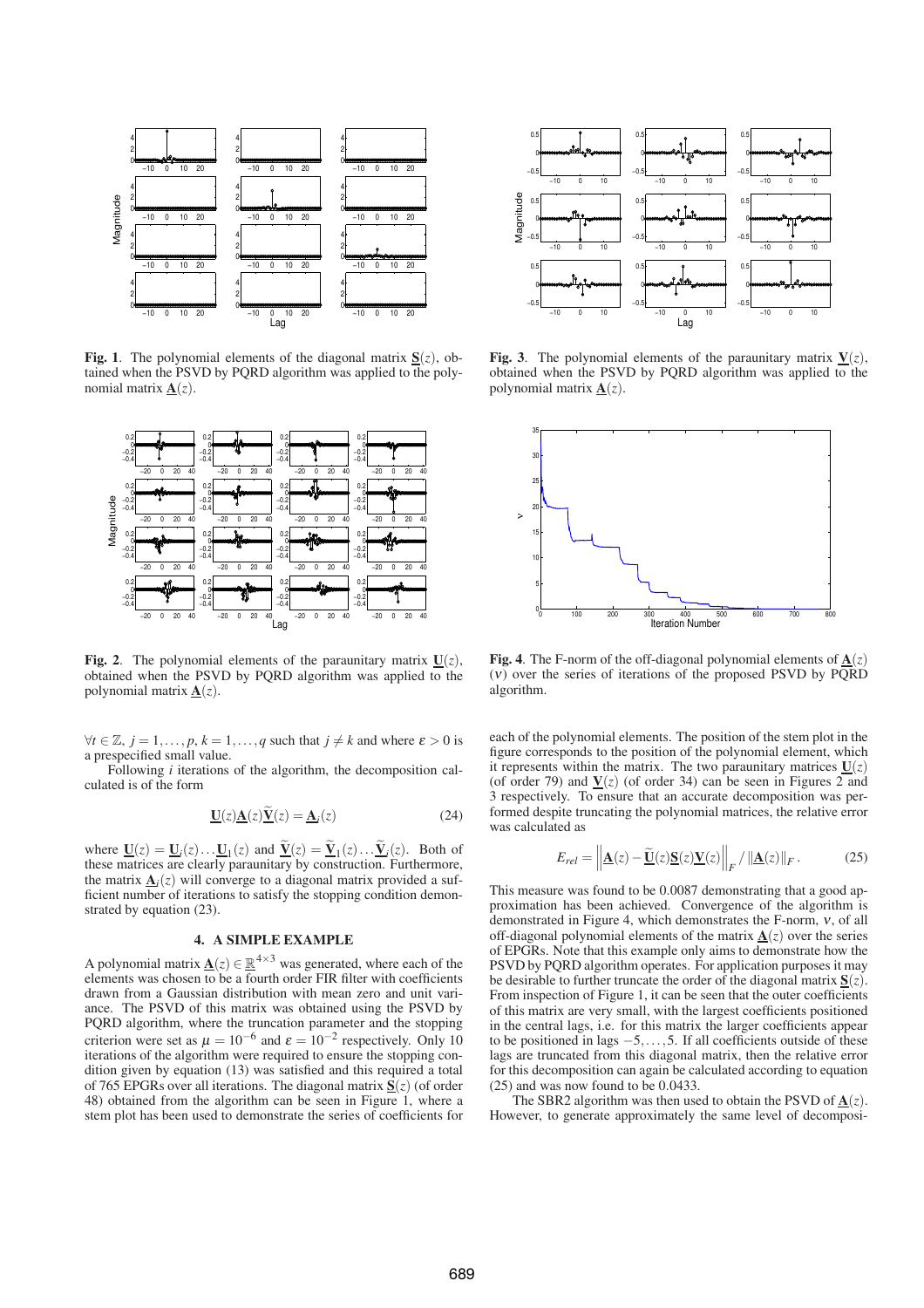**Fig. 1**. The polynomial elements of the diagonal matrix $\underline{\mathbf{S}}(z)$, obtained when the PSVD by PQRD algorithm was applied to the polynomial matrix $\underline{\mathbf{A}}(z)$.

**Fig. 2**. The polynomial elements of the paraunitary matrix $\underline{\mathbf{U}}(z)$, obtained when the PSVD by PQRD algorithm was applied to the polynomial matrix $\underline{\mathbf{A}}(z)$.

$\forall t \in \mathbb{Z}$, $j = 1, \ldots, p$, $k = 1, \ldots, q$ such that $j \neq k$ and where $\varepsilon > 0$ is a prespecified small value.

Following $i$ iterations of the algorithm, the decomposition calculated is of the form

$$\underline{\mathbf{U}}(z)\underline{\mathbf{A}}(z)\widetilde{\underline{\mathbf{V}}}(z) = \underline{\mathbf{A}}_i(z) \tag{24}$$

where $\underline{\mathbf{U}}(z) = \underline{\mathbf{U}}_i(z)\ldots\underline{\mathbf{U}}_1(z)$ and $\widetilde{\underline{\mathbf{V}}}(z) = \widetilde{\underline{\mathbf{V}}}_1(z)\ldots\widetilde{\underline{\mathbf{V}}}_i(z)$. Both of these matrices are clearly paraunitary by construction. Furthermore, the matrix $\underline{\mathbf{A}}_i(z)$ will converge to a diagonal matrix provided a sufficient number of iterations to satisfy the stopping condition demonstrated by equation (23).

## 4. A SIMPLE EXAMPLE

A polynomial matrix $\underline{\mathbf{A}}(z) \in \underline{\mathbb{R}}^{4\times 3}$ was generated, where each of the elements was chosen to be a fourth order FIR filter with coefficients drawn from a Gaussian distribution with mean zero and unit variance. The PSVD of this matrix was obtained using the PSVD by PQRD algorithm, where the truncation parameter and the stopping criterion were set as $\mu = 10^{-6}$ and $\varepsilon = 10^{-2}$ respectively. Only 10 iterations of the algorithm were required to ensure the stopping condition given by equation (13) was satisfied and this required a total of 765 EPGRs over all iterations. The diagonal matrix $\underline{\mathbf{S}}(z)$ (of order 48) obtained from the algorithm can be seen in Figure 1, where a stem plot has been used to demonstrate the series of coefficients for each of the polynomial elements. The position of the stem plot in the figure corresponds to the position of the polynomial element, which it represents within the matrix. The two paraunitary matrices $\underline{\mathbf{U}}(z)$ (of order 79) and $\underline{\mathbf{V}}(z)$ (of order 34) can be seen in Figures 2 and 3 respectively. To ensure that an accurate decomposition was performed despite truncating the polynomial matrices, the relative error was calculated as

$$E_{rel} = \left\| \underline{\mathbf{A}}(z) - \widetilde{\underline{\mathbf{U}}}(z)\underline{\mathbf{S}}(z)\underline{\mathbf{V}}(z) \right\|_F / \left\| \underline{\mathbf{A}}(z) \right\|_F . \tag{25}$$

This measure was found to be 0.0087 demonstrating that a good approximation has been achieved. Convergence of the algorithm is demonstrated in Figure 4, which demonstrates the F-norm, $\nu$, of all off-diagonal polynomial elements of the matrix $\underline{\mathbf{A}}(z)$ over the series of EPGRs. Note that this example only aims to demonstrate how the PSVD by PQRD algorithm operates. For application purposes it may be desirable to further truncate the order of the diagonal matrix $\underline{\mathbf{S}}(z)$. From inspection of Figure 1, it can be seen that the outer coefficients of this matrix are very small, with the largest coefficients positioned in the central lags, i.e. for this matrix the larger coefficients appear to be positioned in lags $-5, \ldots, 5$. If all coefficients outside of these lags are truncated from this diagonal matrix, then the relative error for this decomposition can again be calculated according to equation (25) and was now found to be 0.0433.

The SBR2 algorithm was then used to obtain the PSVD of $\underline{\mathbf{A}}(z)$. However, to generate approximately the same level of decomposi-

**Fig. 3**. The polynomial elements of the paraunitary matrix $\underline{\mathbf{V}}(z)$, obtained when the PSVD by PQRD algorithm was applied to the polynomial matrix $\underline{\mathbf{A}}(z)$.

**Fig. 4**. The F-norm of the off-diagonal polynomial elements of $\underline{\mathbf{A}}(z)$ ($\nu$) over the series of iterations of the proposed PSVD by PQRD algorithm.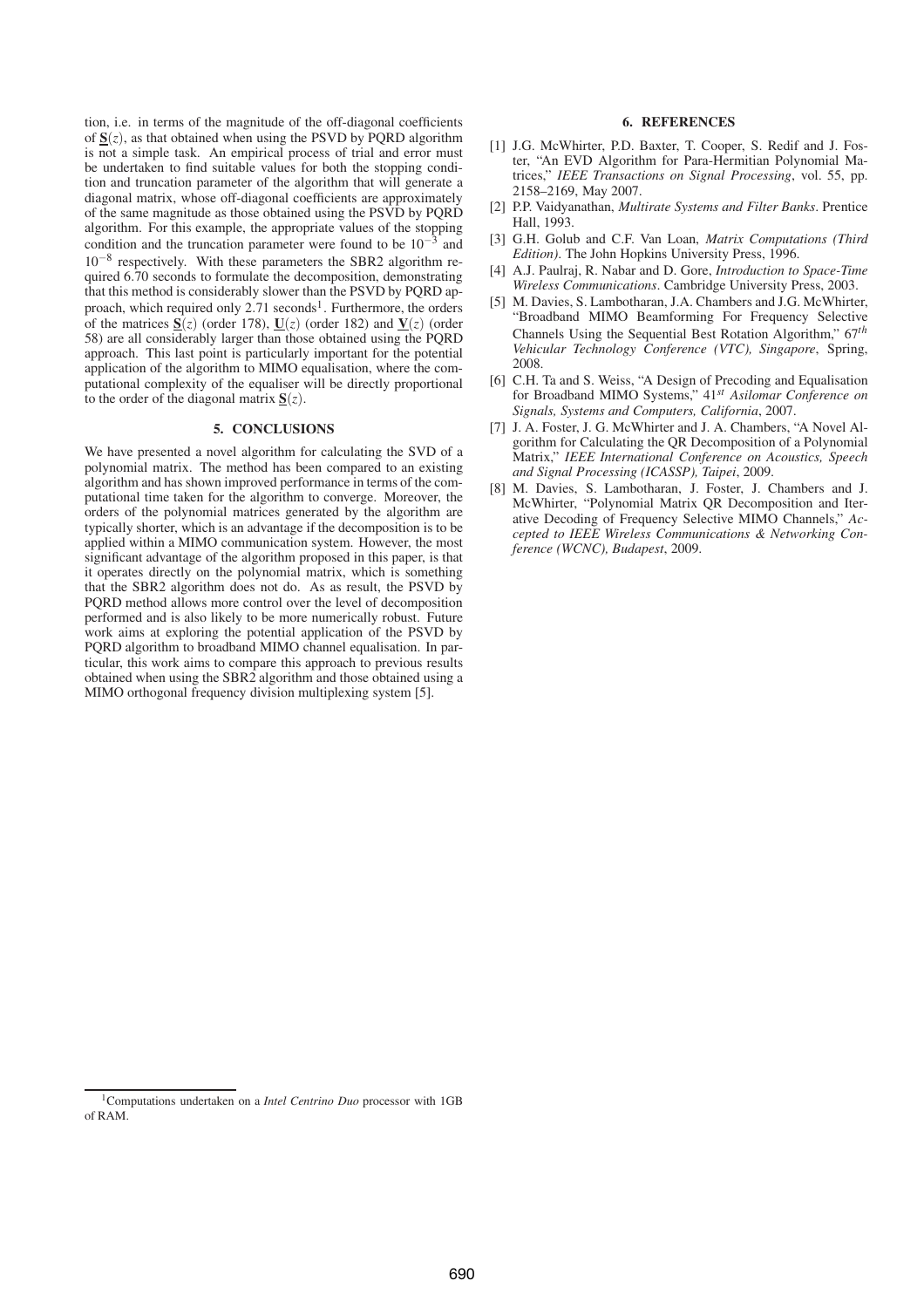tion, i.e. in terms of the magnitude of the off-diagonal coefficients of $\underline{\mathbf{S}}(z)$, as that obtained when using the PSVD by PQRD algorithm is not a simple task. An empirical process of trial and error must be undertaken to find suitable values for both the stopping condition and truncation parameter of the algorithm that will generate a diagonal matrix, whose off-diagonal coefficients are approximately of the same magnitude as those obtained using the PSVD by PQRD algorithm. For this example, the appropriate values of the stopping condition and the truncation parameter were found to be $10^{-3}$ and $10^{-8}$ respectively. With these parameters the SBR2 algorithm required 6.70 seconds to formulate the decomposition, demonstrating that this method is considerably slower than the PSVD by PQRD approach, which required only 2.71 seconds[1]. Furthermore, the orders of the matrices $\underline{\mathbf{S}}(z)$ (order 178), $\underline{\mathbf{U}}(z)$ (order 182) and $\underline{\mathbf{V}}(z)$ (order 58) are all considerably larger than those obtained using the PQRD approach. This last point is particularly important for the potential application of the algorithm to MIMO equalisation, where the computational complexity of the equaliser will be directly proportional to the order of the diagonal matrix $\underline{\mathbf{S}}(z)$.

## 5. CONCLUSIONS

We have presented a novel algorithm for calculating the SVD of a polynomial matrix. The method has been compared to an existing algorithm and has shown improved performance in terms of the computational time taken for the algorithm to converge. Moreover, the orders of the polynomial matrices generated by the algorithm are typically shorter, which is an advantage if the decomposition is to be applied within a MIMO communication system. However, the most significant advantage of the algorithm proposed in this paper, is that it operates directly on the polynomial matrix, which is something that the SBR2 algorithm does not do. As as result, the PSVD by PQRD method allows more control over the level of decomposition performed and is also likely to be more numerically robust. Future work aims at exploring the potential application of the PSVD by PQRD algorithm to broadband MIMO channel equalisation. In particular, this work aims to compare this approach to previous results obtained when using the SBR2 algorithm and those obtained using a MIMO orthogonal frequency division multiplexing system [5].

[1] Computations undertaken on a *Intel Centrino Duo* processor with 1GB of RAM.

## 6. REFERENCES

[1] J.G. McWhirter, P.D. Baxter, T. Cooper, S. Redif and J. Foster, "An EVD Algorithm for Para-Hermitian Polynomial Matrices," *IEEE Transactions on Signal Processing*, vol. 55, pp. 2158–2169, May 2007.

[2] P.P. Vaidyanathan, *Multirate Systems and Filter Banks*. Prentice Hall, 1993.

[3] G.H. Golub and C.F. Van Loan, *Matrix Computations (Third Edition)*. The John Hopkins University Press, 1996.

[4] A.J. Paulraj, R. Nabar and D. Gore, *Introduction to Space-Time Wireless Communications*. Cambridge University Press, 2003.

[5] M. Davies, S. Lambotharan, J.A. Chambers and J.G. McWhirter, "Broadband MIMO Beamforming For Frequency Selective Channels Using the Sequential Best Rotation Algorithm," $67^{th}$ *Vehicular Technology Conference (VTC), Singapore*, Spring, 2008.

[6] C.H. Ta and S. Weiss, "A Design of Precoding and Equalisation for Broadband MIMO Systems," $41^{st}$ *Asilomar Conference on Signals, Systems and Computers, California*, 2007.

[7] J. A. Foster, J. G. McWhirter and J. A. Chambers, "A Novel Algorithm for Calculating the QR Decomposition of a Polynomial Matrix," *IEEE International Conference on Acoustics, Speech and Signal Processing (ICASSP), Taipei*, 2009.

[8] M. Davies, S. Lambotharan, J. Foster, J. Chambers and J. McWhirter, "Polynomial Matrix QR Decomposition and Iterative Decoding of Frequency Selective MIMO Channels," *Accepted to IEEE Wireless Communications & Networking Conference (WCNC), Budapest*, 2009.